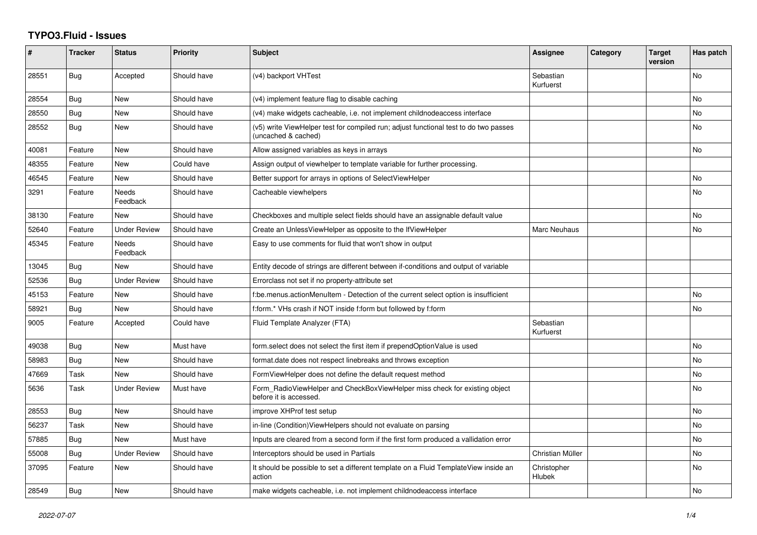# TYPO3.Fluid - Issues

| # | Tracker | Status | Priority | Subject | Assignee | Category | Target version | Has patch |
|---|---|---|---|---|---|---|---|---|
| 28551 | Bug | Accepted | Should have | (v4) backport VHTest | Sebastian Kurfuerst | | | No |
| 28554 | Bug | New | Should have | (v4) implement feature flag to disable caching | | | | No |
| 28550 | Bug | New | Should have | (v4) make widgets cacheable, i.e. not implement childnodeaccess interface | | | | No |
| 28552 | Bug | New | Should have | (v5) write ViewHelper test for compiled run; adjust functional test to do two passes (uncached & cached) | | | | No |
| 40081 | Feature | New | Should have | Allow assigned variables as keys in arrays | | | | No |
| 48355 | Feature | New | Could have | Assign output of viewhelper to template variable for further processing. | | | | |
| 46545 | Feature | New | Should have | Better support for arrays in options of SelectViewHelper | | | | No |
| 3291 | Feature | Needs Feedback | Should have | Cacheable viewhelpers | | | | No |
| 38130 | Feature | New | Should have | Checkboxes and multiple select fields should have an assignable default value | | | | No |
| 52640 | Feature | Under Review | Should have | Create an UnlessViewHelper as opposite to the IfViewHelper | Marc Neuhaus | | | No |
| 45345 | Feature | Needs Feedback | Should have | Easy to use comments for fluid that won't show in output | | | | |
| 13045 | Bug | New | Should have | Entity decode of strings are different between if-conditions and output of variable | | | | |
| 52536 | Bug | Under Review | Should have | Errorclass not set if no property-attribute set | | | | |
| 45153 | Feature | New | Should have | f:be.menus.actionMenuItem - Detection of the current select option is insufficient | | | | No |
| 58921 | Bug | New | Should have | f:form.* VHs crash if NOT inside f:form but followed by f:form | | | | No |
| 9005 | Feature | Accepted | Could have | Fluid Template Analyzer (FTA) | Sebastian Kurfuerst | | | |
| 49038 | Bug | New | Must have | form.select does not select the first item if prependOptionValue is used | | | | No |
| 58983 | Bug | New | Should have | format.date does not respect linebreaks and throws exception | | | | No |
| 47669 | Task | New | Should have | FormViewHelper does not define the default request method | | | | No |
| 5636 | Task | Under Review | Must have | Form_RadioViewHelper and CheckBoxViewHelper miss check for existing object before it is accessed. | | | | No |
| 28553 | Bug | New | Should have | improve XHProf test setup | | | | No |
| 56237 | Task | New | Should have | in-line (Condition)ViewHelpers should not evaluate on parsing | | | | No |
| 57885 | Bug | New | Must have | Inputs are cleared from a second form if the first form produced a vallidation error | | | | No |
| 55008 | Bug | Under Review | Should have | Interceptors should be used in Partials | Christian Müller | | | No |
| 37095 | Feature | New | Should have | It should be possible to set a different template on a Fluid TemplateView inside an action | Christopher Hlubek | | | No |
| 28549 | Bug | New | Should have | make widgets cacheable, i.e. not implement childnodeaccess interface | | | | No |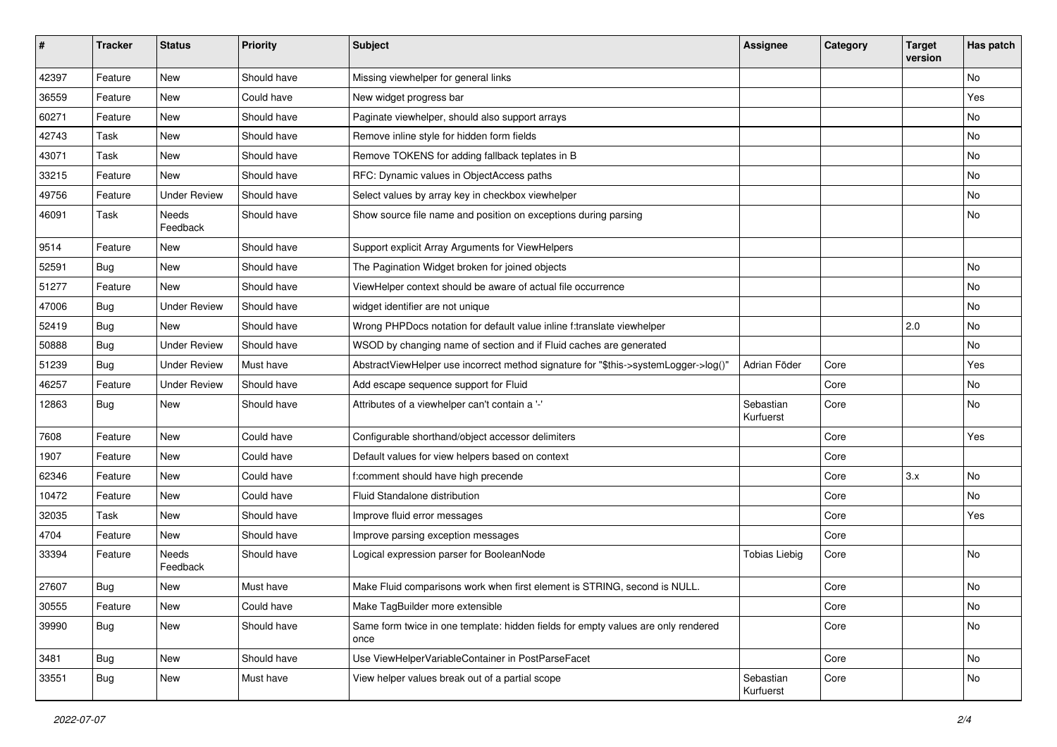| # | Tracker | Status | Priority | Subject | Assignee | Category | Target version | Has patch |
|---|---|---|---|---|---|---|---|---|
| 42397 | Feature | New | Should have | Missing viewhelper for general links | | | | No |
| 36559 | Feature | New | Could have | New widget progress bar | | | | Yes |
| 60271 | Feature | New | Should have | Paginate viewhelper, should also support arrays | | | | No |
| 42743 | Task | New | Should have | Remove inline style for hidden form fields | | | | No |
| 43071 | Task | New | Should have | Remove TOKENS for adding fallback teplates in B | | | | No |
| 33215 | Feature | New | Should have | RFC: Dynamic values in ObjectAccess paths | | | | No |
| 49756 | Feature | Under Review | Should have | Select values by array key in checkbox viewhelper | | | | No |
| 46091 | Task | Needs Feedback | Should have | Show source file name and position on exceptions during parsing | | | | No |
| 9514 | Feature | New | Should have | Support explicit Array Arguments for ViewHelpers | | | | |
| 52591 | Bug | New | Should have | The Pagination Widget broken for joined objects | | | | No |
| 51277 | Feature | New | Should have | ViewHelper context should be aware of actual file occurrence | | | | No |
| 47006 | Bug | Under Review | Should have | widget identifier are not unique | | | | No |
| 52419 | Bug | New | Should have | Wrong PHPDocs notation for default value inline f:translate viewhelper | | | 2.0 | No |
| 50888 | Bug | Under Review | Should have | WSOD by changing name of section and if Fluid caches are generated | | | | No |
| 51239 | Bug | Under Review | Must have | AbstractViewHelper use incorrect method signature for "$this->systemLogger->log()" | Adrian Föder | Core | | Yes |
| 46257 | Feature | Under Review | Should have | Add escape sequence support for Fluid | | Core | | No |
| 12863 | Bug | New | Should have | Attributes of a viewhelper can't contain a '-' | Sebastian Kurfuerst | Core | | No |
| 7608 | Feature | New | Could have | Configurable shorthand/object accessor delimiters | | Core | | Yes |
| 1907 | Feature | New | Could have | Default values for view helpers based on context | | Core | | |
| 62346 | Feature | New | Could have | f:comment should have high precende | | Core | 3.x | No |
| 10472 | Feature | New | Could have | Fluid Standalone distribution | | Core | | No |
| 32035 | Task | New | Should have | Improve fluid error messages | | Core | | Yes |
| 4704 | Feature | New | Should have | Improve parsing exception messages | | Core | | |
| 33394 | Feature | Needs Feedback | Should have | Logical expression parser for BooleanNode | Tobias Liebig | Core | | No |
| 27607 | Bug | New | Must have | Make Fluid comparisons work when first element is STRING, second is NULL. | | Core | | No |
| 30555 | Feature | New | Could have | Make TagBuilder more extensible | | Core | | No |
| 39990 | Bug | New | Should have | Same form twice in one template: hidden fields for empty values are only rendered once | | Core | | No |
| 3481 | Bug | New | Should have | Use ViewHelperVariableContainer in PostParseFacet | | Core | | No |
| 33551 | Bug | New | Must have | View helper values break out of a partial scope | Sebastian Kurfuerst | Core | | No |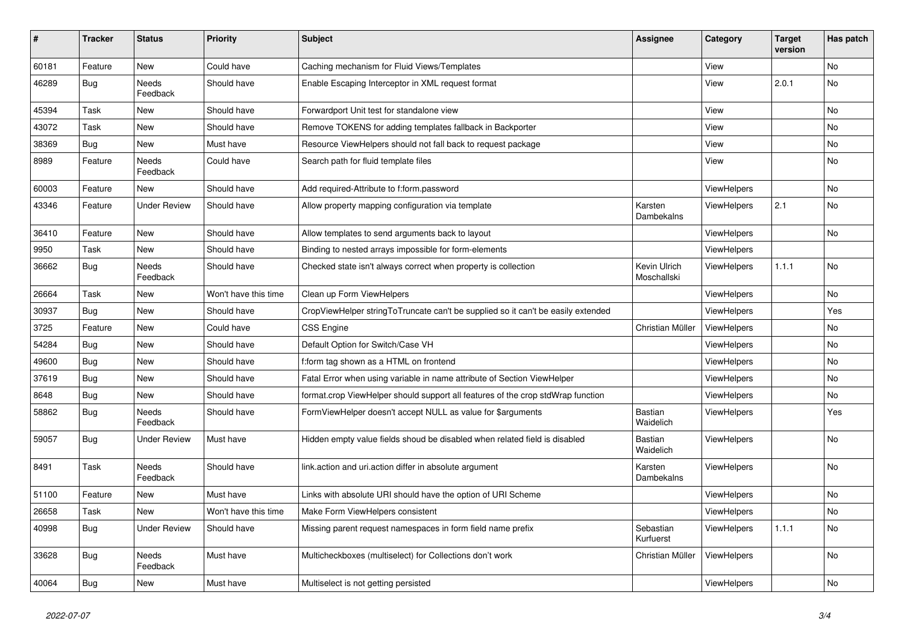| # | Tracker | Status | Priority | Subject | Assignee | Category | Target version | Has patch |
|---|---|---|---|---|---|---|---|---|
| 60181 | Feature | New | Could have | Caching mechanism for Fluid Views/Templates | | View | | No |
| 46289 | Bug | Needs Feedback | Should have | Enable Escaping Interceptor in XML request format | | View | 2.0.1 | No |
| 45394 | Task | New | Should have | Forwardport Unit test for standalone view | | View | | No |
| 43072 | Task | New | Should have | Remove TOKENS for adding templates fallback in Backporter | | View | | No |
| 38369 | Bug | New | Must have | Resource ViewHelpers should not fall back to request package | | View | | No |
| 8989 | Feature | Needs Feedback | Could have | Search path for fluid template files | | View | | No |
| 60003 | Feature | New | Should have | Add required-Attribute to f:form.password | | ViewHelpers | | No |
| 43346 | Feature | Under Review | Should have | Allow property mapping configuration via template | Karsten Dambekalns | ViewHelpers | 2.1 | No |
| 36410 | Feature | New | Should have | Allow templates to send arguments back to layout | | ViewHelpers | | No |
| 9950 | Task | New | Should have | Binding to nested arrays impossible for form-elements | | ViewHelpers | | |
| 36662 | Bug | Needs Feedback | Should have | Checked state isn't always correct when property is collection | Kevin Ulrich Moschallski | ViewHelpers | 1.1.1 | No |
| 26664 | Task | New | Won't have this time | Clean up Form ViewHelpers | | ViewHelpers | | No |
| 30937 | Bug | New | Should have | CropViewHelper stringToTruncate can't be supplied so it can't be easily extended | | ViewHelpers | | Yes |
| 3725 | Feature | New | Could have | CSS Engine | Christian Müller | ViewHelpers | | No |
| 54284 | Bug | New | Should have | Default Option for Switch/Case VH | | ViewHelpers | | No |
| 49600 | Bug | New | Should have | f:form tag shown as a HTML on frontend | | ViewHelpers | | No |
| 37619 | Bug | New | Should have | Fatal Error when using variable in name attribute of Section ViewHelper | | ViewHelpers | | No |
| 8648 | Bug | New | Should have | format.crop ViewHelper should support all features of the crop stdWrap function | | ViewHelpers | | No |
| 58862 | Bug | Needs Feedback | Should have | FormViewHelper doesn't accept NULL as value for $arguments | Bastian Waidelich | ViewHelpers | | Yes |
| 59057 | Bug | Under Review | Must have | Hidden empty value fields shoud be disabled when related field is disabled | Bastian Waidelich | ViewHelpers | | No |
| 8491 | Task | Needs Feedback | Should have | link.action and uri.action differ in absolute argument | Karsten Dambekalns | ViewHelpers | | No |
| 51100 | Feature | New | Must have | Links with absolute URI should have the option of URI Scheme | | ViewHelpers | | No |
| 26658 | Task | New | Won't have this time | Make Form ViewHelpers consistent | | ViewHelpers | | No |
| 40998 | Bug | Under Review | Should have | Missing parent request namespaces in form field name prefix | Sebastian Kurfuerst | ViewHelpers | 1.1.1 | No |
| 33628 | Bug | Needs Feedback | Must have | Multicheckboxes (multiselect) for Collections don't work | Christian Müller | ViewHelpers | | No |
| 40064 | Bug | New | Must have | Multiselect is not getting persisted | | ViewHelpers | | No |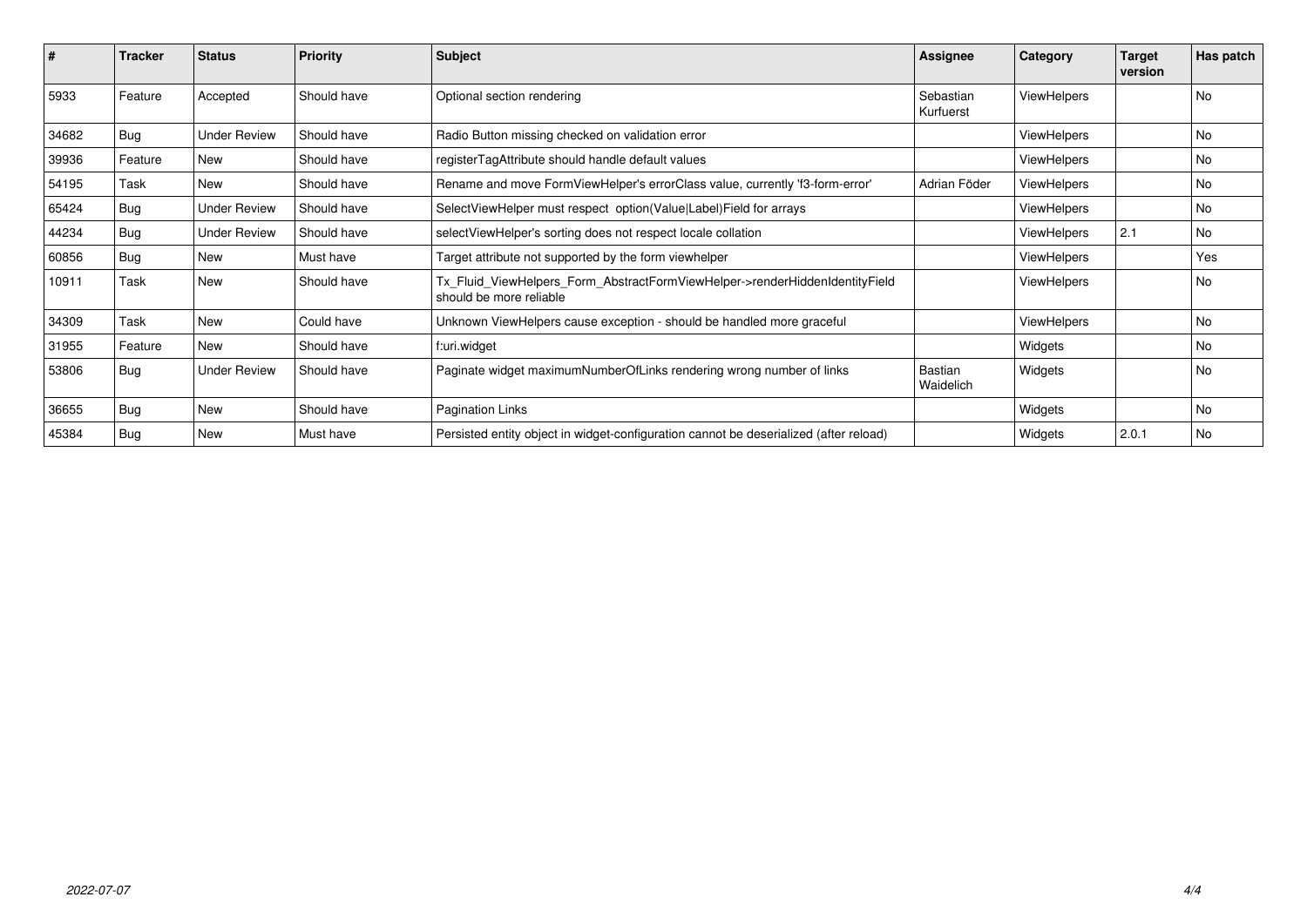| # | Tracker | Status | Priority | Subject | Assignee | Category | Target version | Has patch |
|---|---|---|---|---|---|---|---|---|
| 5933 | Feature | Accepted | Should have | Optional section rendering | Sebastian Kurfuerst | ViewHelpers | | No |
| 34682 | Bug | Under Review | Should have | Radio Button missing checked on validation error | | ViewHelpers | | No |
| 39936 | Feature | New | Should have | registerTagAttribute should handle default values | | ViewHelpers | | No |
| 54195 | Task | New | Should have | Rename and move FormViewHelper's errorClass value, currently 'f3-form-error' | Adrian Föder | ViewHelpers | | No |
| 65424 | Bug | Under Review | Should have | SelectViewHelper must respect option(Value|Label)Field for arrays | | ViewHelpers | | No |
| 44234 | Bug | Under Review | Should have | selectViewHelper's sorting does not respect locale collation | | ViewHelpers | 2.1 | No |
| 60856 | Bug | New | Must have | Target attribute not supported by the form viewhelper | | ViewHelpers | | Yes |
| 10911 | Task | New | Should have | Tx_Fluid_ViewHelpers_Form_AbstractFormViewHelper->renderHiddenIdentityField should be more reliable | | ViewHelpers | | No |
| 34309 | Task | New | Could have | Unknown ViewHelpers cause exception - should be handled more graceful | | ViewHelpers | | No |
| 31955 | Feature | New | Should have | f:uri.widget | | Widgets | | No |
| 53806 | Bug | Under Review | Should have | Paginate widget maximumNumberOfLinks rendering wrong number of links | Bastian Waidelich | Widgets | | No |
| 36655 | Bug | New | Should have | Pagination Links | | Widgets | | No |
| 45384 | Bug | New | Must have | Persisted entity object in widget-configuration cannot be deserialized (after reload) | | Widgets | 2.0.1 | No |